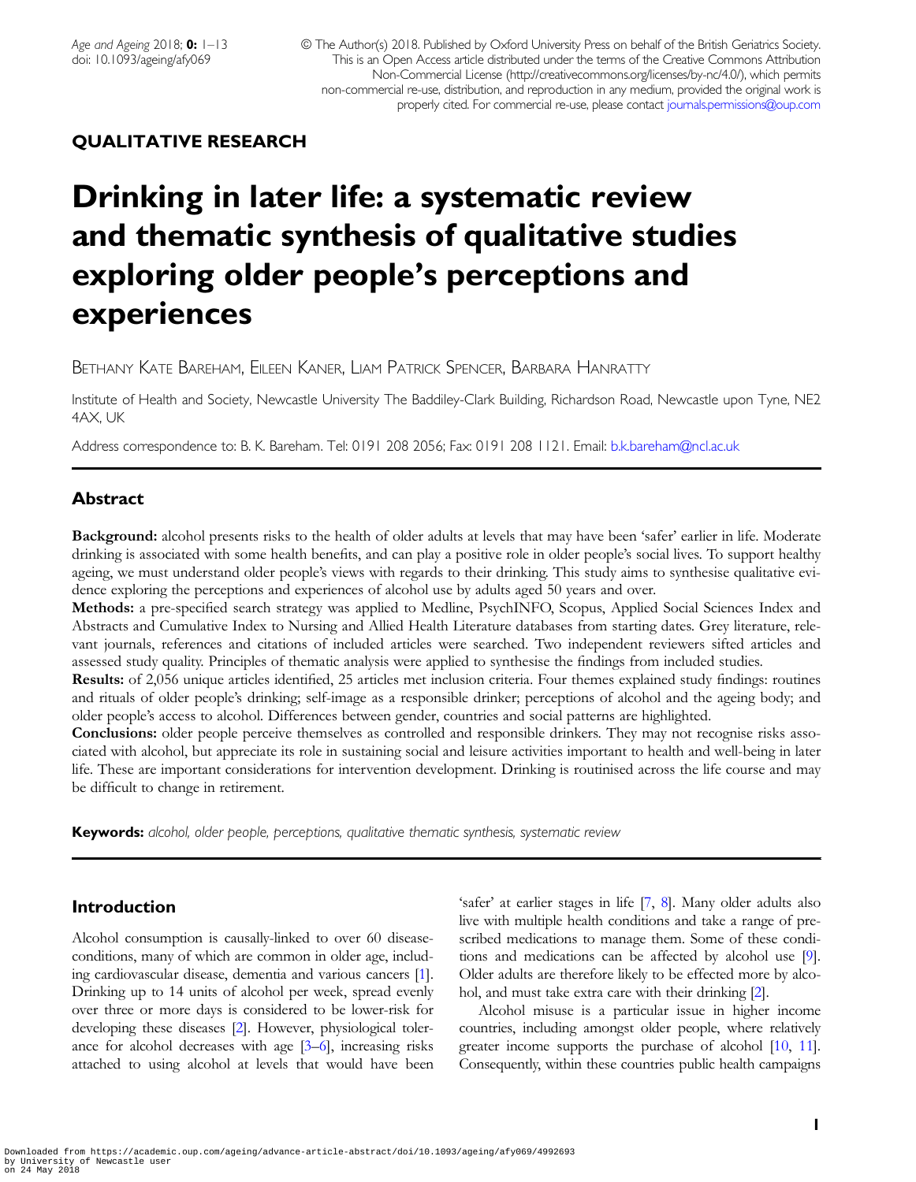## QUALITATIVE RESEARCH

# Drinking in later life: a systematic review and thematic synthesis of qualitative studies exploring older people's perceptions and experiences

Bethany Kate Bareham, Eileen Kaner, Liam Patrick Spencer, Barbara Hanratty

Institute of Health and Society, Newcastle University The Baddiley-Clark Building, Richardson Road, Newcastle upon Tyne, NE2 4AX, UK

Address correspondence to: B. K. Bareham. Tel: 0191 208 2056; Fax: 0191 208 1121. Email: b.k.bareham@ncl.ac.uk

## Abstract

**Background:** alcohol presents risks to the health of older adults at levels that may have been 'safer' earlier in life. Moderate drinking is associated with some health benefits, and can play a positive role in older people's social lives. To support healthy ageing, we must understand older people's views with regards to their drinking. This study aims to synthesise qualitative evidence exploring the perceptions and experiences of alcohol use by adults aged 50 years and over.

**Methods:** a pre-specified search strategy was applied to Medline, PsychINFO, Scopus, Applied Social Sciences Index and Abstracts and Cumulative Index to Nursing and Allied Health Literature databases from starting dates. Grey literature, relevant journals, references and citations of included articles were searched. Two independent reviewers sifted articles and assessed study quality. Principles of thematic analysis were applied to synthesise the findings from included studies.

**Results:** of 2,056 unique articles identified, 25 articles met inclusion criteria. Four themes explained study findings: routines and rituals of older people's drinking; self-image as a responsible drinker; perceptions of alcohol and the ageing body; and older people's access to alcohol. Differences between gender, countries and social patterns are highlighted.

**Conclusions:** older people perceive themselves as controlled and responsible drinkers. They may not recognise risks associated with alcohol, but appreciate its role in sustaining social and leisure activities important to health and well-being in later life. These are important considerations for intervention development. Drinking is routinised across the life course and may be difficult to change in retirement.

**Keywords:** *alcohol, older people, perceptions, qualitative thematic synthesis, systematic review*

## Introduction

Alcohol consumption is causally-linked to over 60 disease-conditions, many of which are common in older age, including cardiovascular disease, dementia and various cancers [1]. Drinking up to 14 units of alcohol per week, spread evenly over three or more days is considered to be lower-risk for developing these diseases [2]. However, physiological tolerance for alcohol decreases with age [3–6], increasing risks attached to using alcohol at levels that would have been 'safer' at earlier stages in life [7, 8]. Many older adults also live with multiple health conditions and take a range of prescribed medications to manage them. Some of these conditions and medications can be affected by alcohol use [9]. Older adults are therefore likely to be effected more by alcohol, and must take extra care with their drinking [2].

Alcohol misuse is a particular issue in higher income countries, including amongst older people, where relatively greater income supports the purchase of alcohol [10, 11]. Consequently, within these countries public health campaigns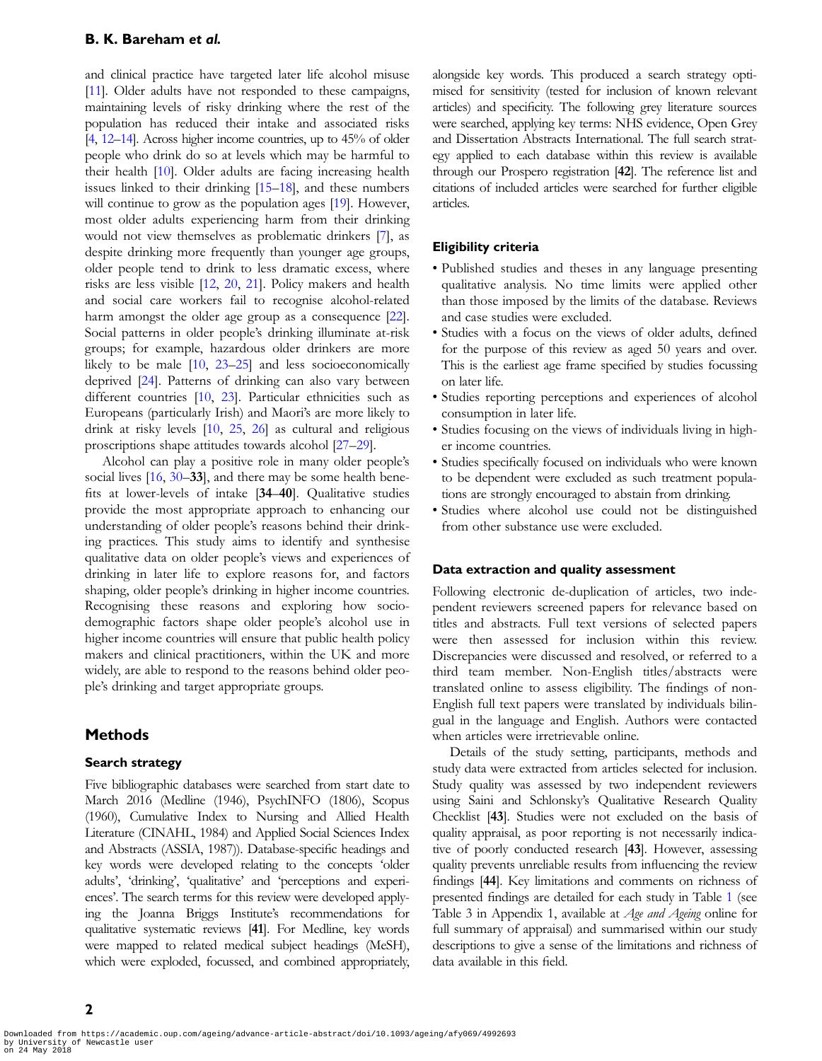and clinical practice have targeted later life alcohol misuse [11]. Older adults have not responded to these campaigns, maintaining levels of risky drinking where the rest of the population has reduced their intake and associated risks [4, 12–14]. Across higher income countries, up to 45% of older people who drink do so at levels which may be harmful to their health [10]. Older adults are facing increasing health issues linked to their drinking [15–18], and these numbers will continue to grow as the population ages [19]. However, most older adults experiencing harm from their drinking would not view themselves as problematic drinkers [7], as despite drinking more frequently than younger age groups, older people tend to drink to less dramatic excess, where risks are less visible [12, 20, 21]. Policy makers and health and social care workers fail to recognise alcohol-related harm amongst the older age group as a consequence [22]. Social patterns in older people's drinking illuminate at-risk groups; for example, hazardous older drinkers are more likely to be male [10, 23–25] and less socioeconomically deprived [24]. Patterns of drinking can also vary between different countries [10, 23]. Particular ethnicities such as Europeans (particularly Irish) and Maori's are more likely to drink at risky levels [10, 25, 26] as cultural and religious proscriptions shape attitudes towards alcohol [27–29].

Alcohol can play a positive role in many older people's social lives [16, 30–**33**], and there may be some health benefits at lower-levels of intake [**34**–**40**]. Qualitative studies provide the most appropriate approach to enhancing our understanding of older people's reasons behind their drinking practices. This study aims to identify and synthesise qualitative data on older people's views and experiences of drinking in later life to explore reasons for, and factors shaping, older people's drinking in higher income countries. Recognising these reasons and exploring how socio-demographic factors shape older people's alcohol use in higher income countries will ensure that public health policy makers and clinical practitioners, within the UK and more widely, are able to respond to the reasons behind older people's drinking and target appropriate groups.

## Methods

### Search strategy

Five bibliographic databases were searched from start date to March 2016 (Medline (1946), PsychINFO (1806), Scopus (1960), Cumulative Index to Nursing and Allied Health Literature (CINAHL, 1984) and Applied Social Sciences Index and Abstracts (ASSIA, 1987)). Database-specific headings and key words were developed relating to the concepts 'older adults', 'drinking', 'qualitative' and 'perceptions and experiences'. The search terms for this review were developed applying the Joanna Briggs Institute's recommendations for qualitative systematic reviews [**41**]. For Medline, key words were mapped to related medical subject headings (MeSH), which were exploded, focussed, and combined appropriately, alongside key words. This produced a search strategy optimised for sensitivity (tested for inclusion of known relevant articles) and specificity. The following grey literature sources were searched, applying key terms: NHS evidence, Open Grey and Dissertation Abstracts International. The full search strategy applied to each database within this review is available through our Prospero registration [**42**]. The reference list and citations of included articles were searched for further eligible articles.

### Eligibility criteria

- Published studies and theses in any language presenting qualitative analysis. No time limits were applied other than those imposed by the limits of the database. Reviews and case studies were excluded.
- Studies with a focus on the views of older adults, defined for the purpose of this review as aged 50 years and over. This is the earliest age frame specified by studies focussing on later life.
- Studies reporting perceptions and experiences of alcohol consumption in later life.
- Studies focusing on the views of individuals living in higher income countries.
- Studies specifically focused on individuals who were known to be dependent were excluded as such treatment populations are strongly encouraged to abstain from drinking.
- Studies where alcohol use could not be distinguished from other substance use were excluded.

### Data extraction and quality assessment

Following electronic de-duplication of articles, two independent reviewers screened papers for relevance based on titles and abstracts. Full text versions of selected papers were then assessed for inclusion within this review. Discrepancies were discussed and resolved, or referred to a third team member. Non-English titles/abstracts were translated online to assess eligibility. The findings of non-English full text papers were translated by individuals bilingual in the language and English. Authors were contacted when articles were irretrievable online.

Details of the study setting, participants, methods and study data were extracted from articles selected for inclusion. Study quality was assessed by two independent reviewers using Saini and Schlonsky's Qualitative Research Quality Checklist [**43**]. Studies were not excluded on the basis of quality appraisal, as poor reporting is not necessarily indicative of poorly conducted research [**43**]. However, assessing quality prevents unreliable results from influencing the review findings [**44**]. Key limitations and comments on richness of presented findings are detailed for each study in Table 1 (see Table 3 in Appendix 1, available at *Age and Ageing* online for full summary of appraisal) and summarised within our study descriptions to give a sense of the limitations and richness of data available in this field.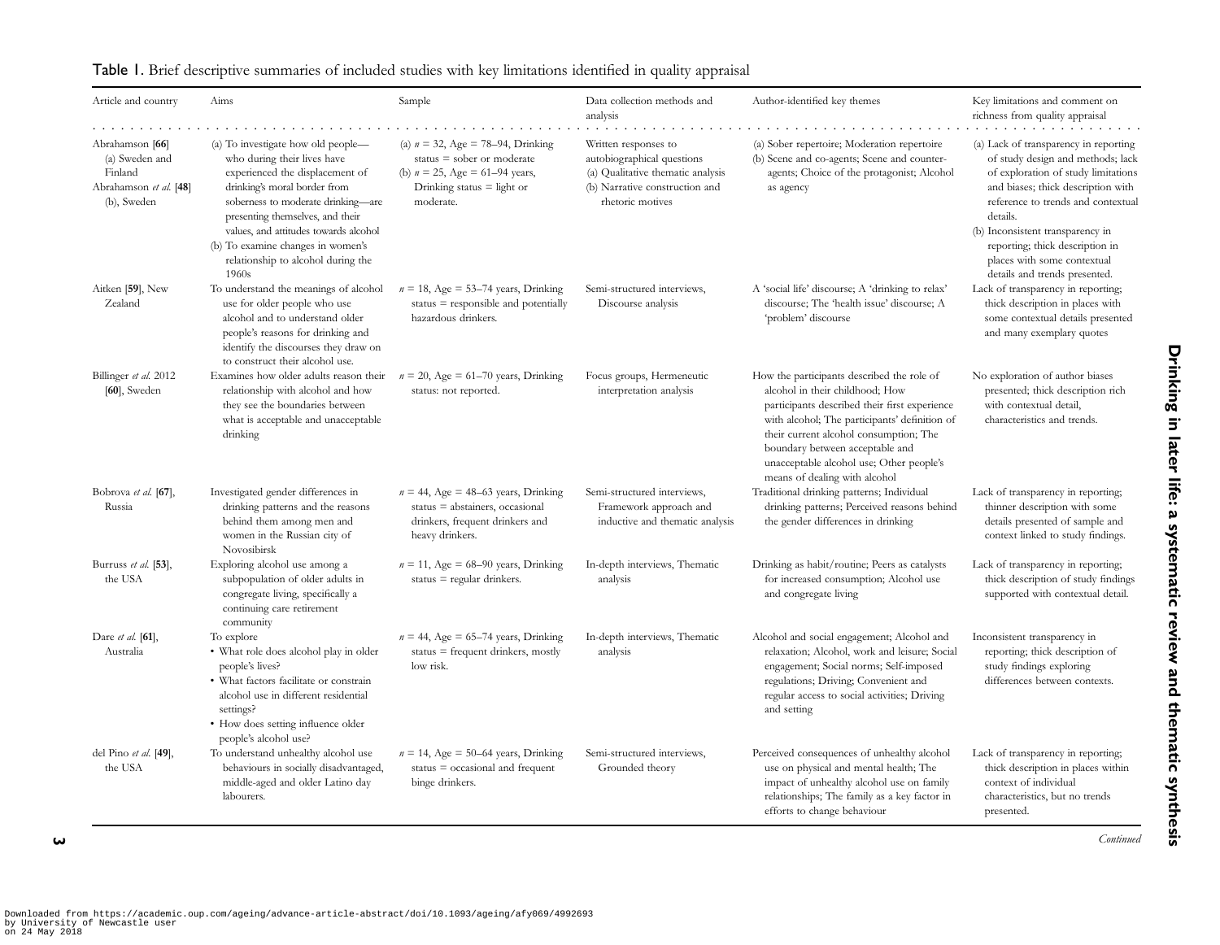Table 1. Brief descriptive summaries of included studies with key limitations identified in quality appraisal

| Article and country | Aims | Sample | Data collection methods and analysis | Author-identified key themes | Key limitations and comment on richness from quality appraisal |
|---|---|---|---|---|---|
| Abrahamson [66] (a) Sweden and Finland<br>Abrahamson *et al.* [48] (b), Sweden | (a) To investigate how old people—who during their lives have experienced the displacement of drinking's moral border from soberness to moderate drinking—are presenting themselves, and their values, and attitudes towards alcohol<br>(b) To examine changes in women's relationship to alcohol during the 1960s | (a) *n* = 32, Age = 78–94, Drinking status = sober or moderate<br>(b) *n* = 25, Age = 61–94 years, Drinking status = light or moderate. | Written responses to autobiographical questions<br>(a) Qualitative thematic analysis<br>(b) Narrative construction and rhetoric motives | (a) Sober repertoire; Moderation repertoire<br>(b) Scene and co-agents; Scene and counter-agents; Choice of the protagonist; Alcohol as agency | (a) Lack of transparency in reporting of study design and methods; lack of exploration of study limitations and biases; thick description with reference to trends and contextual details.<br>(b) Inconsistent transparency in reporting; thick description in places with some contextual details and trends presented. |
| Aitken [59], New Zealand | To understand the meanings of alcohol use for older people who use alcohol and to understand older people's reasons for drinking and identify the discourses they draw on to construct their alcohol use. | *n* = 18, Age = 53–74 years, Drinking status = responsible and potentially hazardous drinkers. | Semi-structured interviews, Discourse analysis | A 'social life' discourse; A 'drinking to relax' discourse; The 'health issue' discourse; A 'problem' discourse | Lack of transparency in reporting; thick description in places with some contextual details presented and many exemplary quotes |
| Billinger *et al.* 2012 [60], Sweden | Examines how older adults reason their relationship with alcohol and how they see the boundaries between what is acceptable and unacceptable drinking | *n* = 20, Age = 61–70 years, Drinking status: not reported. | Focus groups, Hermeneutic interpretation analysis | How the participants described the role of alcohol in their childhood; How participants described their first experience with alcohol; The participants' definition of their current alcohol consumption; The boundary between acceptable and unacceptable alcohol use; Other people's means of dealing with alcohol | No exploration of author biases presented; thick description rich with contextual detail, characteristics and trends. |
| Bobrova *et al.* [67], Russia | Investigated gender differences in drinking patterns and the reasons behind them among men and women in the Russian city of Novosibirsk | *n* = 44, Age = 48–63 years, Drinking status = abstainers, occasional drinkers, frequent drinkers and heavy drinkers. | Semi-structured interviews, Framework approach and inductive and thematic analysis | Traditional drinking patterns; Individual drinking patterns; Perceived reasons behind the gender differences in drinking | Lack of transparency in reporting; thinner description with some details presented of sample and context linked to study findings. |
| Burruss *et al.* [53], the USA | Exploring alcohol use among a subpopulation of older adults in congregate living, specifically a continuing care retirement community | *n* = 11, Age = 68–90 years, Drinking status = regular drinkers. | In-depth interviews, Thematic analysis | Drinking as habit/routine; Peers as catalysts for increased consumption; Alcohol use and congregate living | Lack of transparency in reporting; thick description of study findings supported with contextual detail. |
| Dare *et al.* [61], Australia | To explore<br>• What role does alcohol play in older people's lives?<br>• What factors facilitate or constrain alcohol use in different residential settings?<br>• How does setting influence older people's alcohol use? | *n* = 44, Age = 65–74 years, Drinking status = frequent drinkers, mostly low risk. | In-depth interviews, Thematic analysis | Alcohol and social engagement; Alcohol and relaxation; Alcohol, work and leisure; Social engagement; Social norms; Self-imposed regulations; Driving; Convenient and regular access to social activities; Driving and setting | Inconsistent transparency in reporting; thick description of study findings exploring differences between contexts. |
| del Pino *et al.* [49], the USA | To understand unhealthy alcohol use behaviours in socially disadvantaged, middle-aged and older Latino day labourers. | *n* = 14, Age = 50–64 years, Drinking status = occasional and frequent binge drinkers. | Semi-structured interviews, Grounded theory | Perceived consequences of unhealthy alcohol use on physical and mental health; The impact of unhealthy alcohol use on family relationships; The family as a key factor in efforts to change behaviour | Lack of transparency in reporting; thick description in places within context of individual characteristics, but no trends presented. |

*Continued*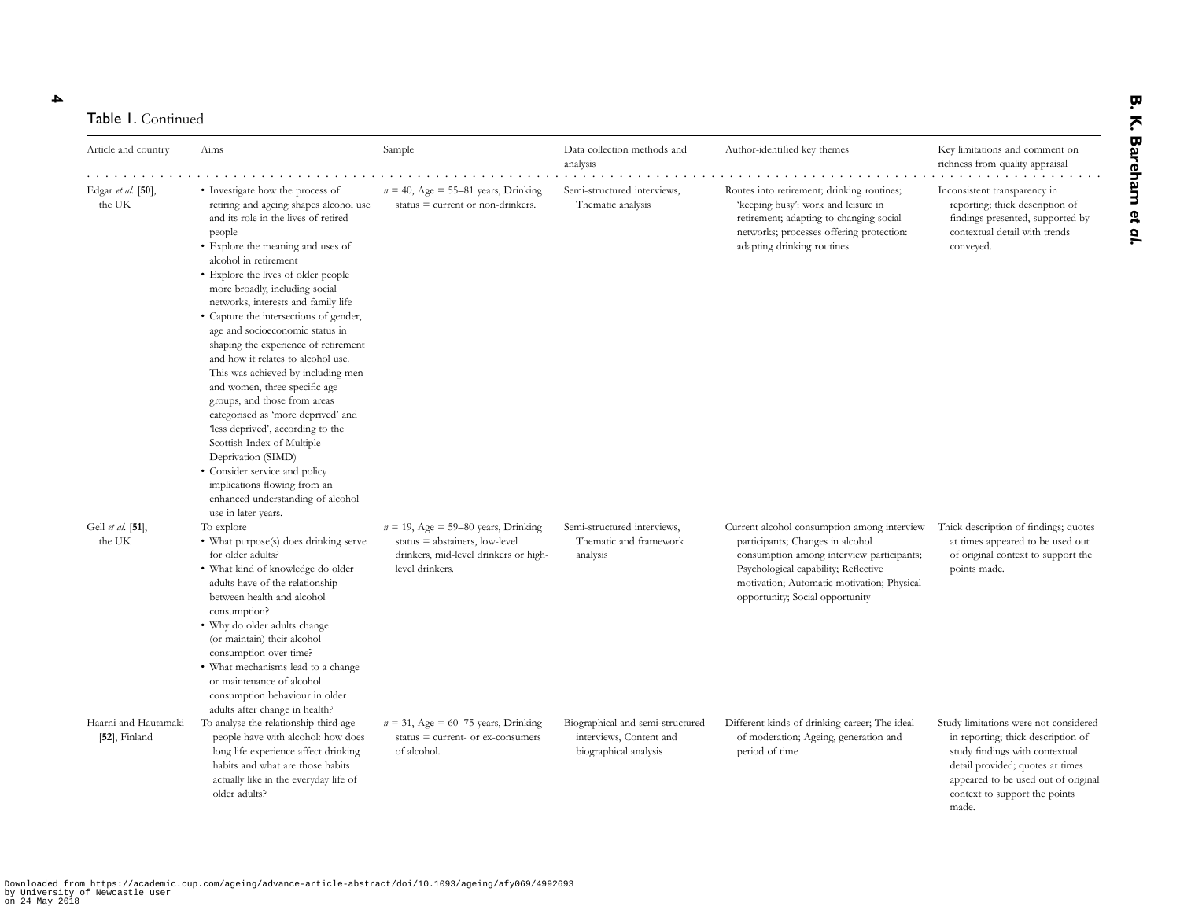Table 1. Continued

| Article and country | Aims | Sample | Data collection methods and analysis | Author-identified key themes | Key limitations and comment on richness from quality appraisal |
|---|---|---|---|---|---|
| Edgar *et al.* [50], the UK | • Investigate how the process of retiring and ageing shapes alcohol use and its role in the lives of retired people<br>• Explore the meaning and uses of alcohol in retirement<br>• Explore the lives of older people more broadly, including social networks, interests and family life<br>• Capture the intersections of gender, age and socioeconomic status in shaping the experience of retirement and how it relates to alcohol use. This was achieved by including men and women, three specific age groups, and those from areas categorised as 'more deprived' and 'less deprived', according to the Scottish Index of Multiple Deprivation (SIMD)<br>• Consider service and policy implications flowing from an enhanced understanding of alcohol use in later years. | $n$ = 40, Age = 55–81 years, Drinking status = current or non-drinkers. | Semi-structured interviews, Thematic analysis | Routes into retirement; drinking routines; 'keeping busy': work and leisure in retirement; adapting to changing social networks; processes offering protection: adapting drinking routines | Inconsistent transparency in reporting; thick description of findings presented, supported by contextual detail with trends conveyed. |
| Gell *et al.* [51], the UK | To explore<br>• What purpose(s) does drinking serve for older adults?<br>• What kind of knowledge do older adults have of the relationship between health and alcohol consumption?<br>• Why do older adults change (or maintain) their alcohol consumption over time?<br>• What mechanisms lead to a change or maintenance of alcohol consumption behaviour in older adults after change in health? | $n$ = 19, Age = 59–80 years, Drinking status = abstainers, low-level drinkers, mid-level drinkers or high-level drinkers. | Semi-structured interviews, Thematic and framework analysis | Current alcohol consumption among interview participants; Changes in alcohol consumption among interview participants; Psychological capability; Reflective motivation; Automatic motivation; Physical opportunity; Social opportunity | Thick description of findings; quotes at times appeared to be used out of original context to support the points made. |
| Haarni and Hautamaki [52], Finland | To analyse the relationship third-age people have with alcohol: how does long life experience affect drinking habits and what are those habits actually like in the everyday life of older adults? | $n$ = 31, Age = 60–75 years, Drinking status = current- or ex-consumers of alcohol. | Biographical and semi-structured interviews, Content and biographical analysis | Different kinds of drinking career; The ideal of moderation; Ageing, generation and period of time | Study limitations were not considered in reporting; thick description of study findings with contextual detail provided; quotes at times appeared to be used out of original context to support the points made. |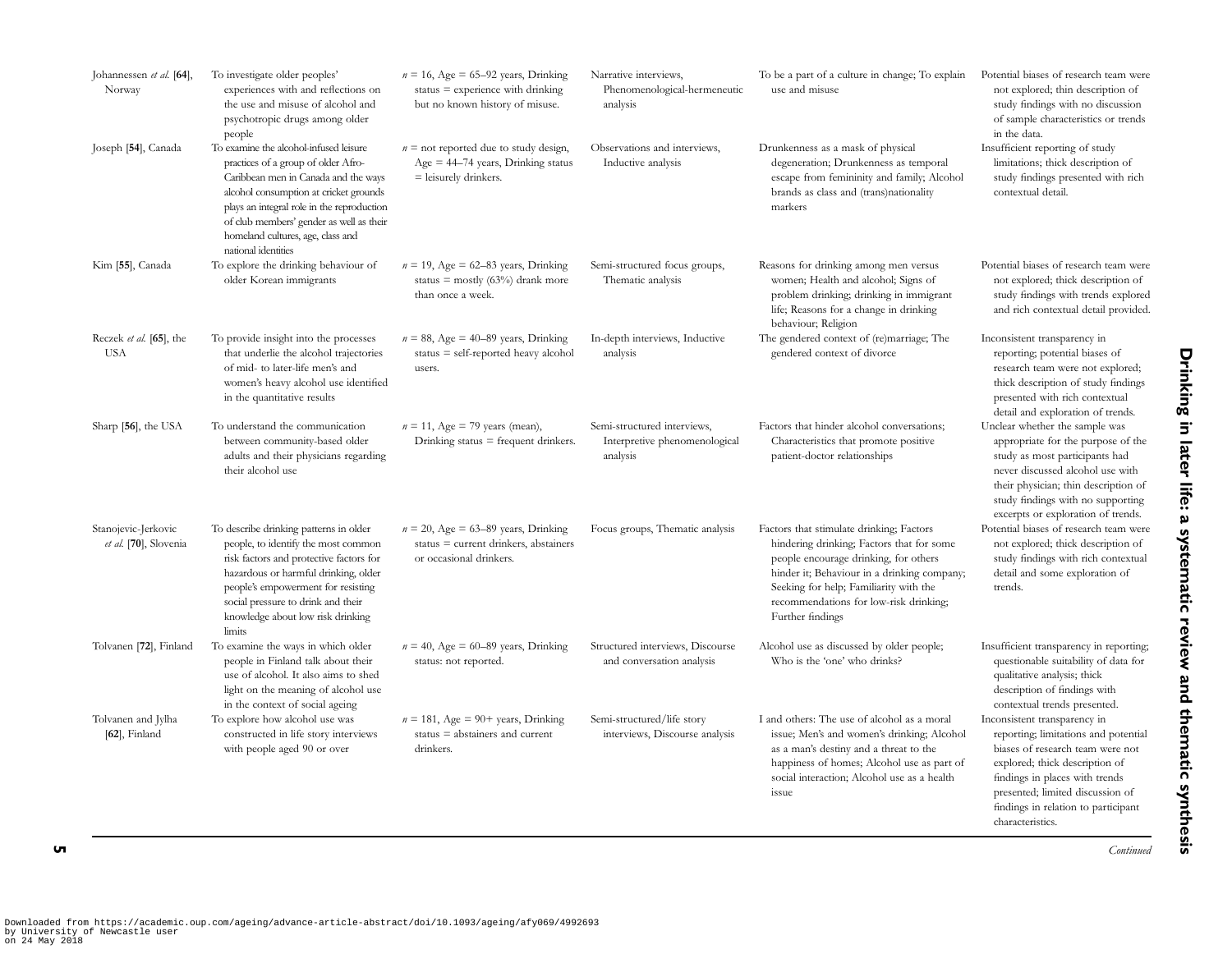| | | | | | |
|---|---|---|---|---|---|
| Johannessen *et al.* [64], Norway | To investigate older peoples' experiences with and reflections on the use and misuse of alcohol and psychotropic drugs among older people | $n = 16$, Age = 65–92 years, Drinking status = experience with drinking but no known history of misuse. | Narrative interviews, Phenomenological-hermeneutic analysis | To be a part of a culture in change; To explain use and misuse | Potential biases of research team were not explored; thin description of study findings with no discussion of sample characteristics or trends in the data. |
| Joseph [54], Canada | To examine the alcohol-infused leisure practices of a group of older Afro-Caribbean men in Canada and the ways alcohol consumption at cricket grounds plays an integral role in the reproduction of club members' gender as well as their homeland cultures, age, class and national identities | $n$ = not reported due to study design, Age = 44–74 years, Drinking status = leisurely drinkers. | Observations and interviews, Inductive analysis | Drunkenness as a mask of physical degeneration; Drunkenness as temporal escape from femininity and family; Alcohol brands as class and (trans)nationality markers | Insufficient reporting of study limitations; thick description of study findings presented with rich contextual detail. |
| Kim [55], Canada | To explore the drinking behaviour of older Korean immigrants | $n = 19$, Age = 62–83 years, Drinking status = mostly (63%) drank more than once a week. | Semi-structured focus groups, Thematic analysis | Reasons for drinking among men versus women; Health and alcohol; Signs of problem drinking; drinking in immigrant life; Reasons for a change in drinking behaviour; Religion | Potential biases of research team were not explored; thick description of study findings with trends explored and rich contextual detail provided. |
| Reczek *et al.* [65], the USA | To provide insight into the processes that underlie the alcohol trajectories of mid- to later-life men's and women's heavy alcohol use identified in the quantitative results | $n = 88$, Age = 40–89 years, Drinking status = self-reported heavy alcohol users. | In-depth interviews, Inductive analysis | The gendered context of (re)marriage; The gendered context of divorce | Inconsistent transparency in reporting; potential biases of research team were not explored; thick description of study findings presented with rich contextual detail and exploration of trends. |
| Sharp [56], the USA | To understand the communication between community-based older adults and their physicians regarding their alcohol use | $n = 11$, Age = 79 years (mean), Drinking status = frequent drinkers. | Semi-structured interviews, Interpretive phenomenological analysis | Factors that hinder alcohol conversations; Characteristics that promote positive patient-doctor relationships | Unclear whether the sample was appropriate for the purpose of the study as most participants had never discussed alcohol use with their physician; thin description of study findings with no supporting excerpts or exploration of trends. |
| Stanojevic-Jerkovic *et al.* [70], Slovenia | To describe drinking patterns in older people, to identify the most common risk factors and protective factors for hazardous or harmful drinking, older people's empowerment for resisting social pressure to drink and their knowledge about low risk drinking limits | $n = 20$, Age = 63–89 years, Drinking status = current drinkers, abstainers or occasional drinkers. | Focus groups, Thematic analysis | Factors that stimulate drinking; Factors hindering drinking; Factors that for some people encourage drinking, for others hinder it; Behaviour in a drinking company; Seeking for help; Familiarity with the recommendations for low-risk drinking; Further findings | Potential biases of research team were not explored; thick description of study findings with rich contextual detail and some exploration of trends. |
| Tolvanen [72], Finland | To examine the ways in which older people in Finland talk about their use of alcohol. It also aims to shed light on the meaning of alcohol use in the context of social ageing | $n = 40$, Age = 60–89 years, Drinking status: not reported. | Structured interviews, Discourse and conversation analysis | Alcohol use as discussed by older people; Who is the 'one' who drinks? | Insufficient transparency in reporting; questionable suitability of data for qualitative analysis; thick description of findings with contextual trends presented. |
| Tolvanen and Jylha [62], Finland | To explore how alcohol use was constructed in life story interviews with people aged 90 or over | $n = 181$, Age = 90+ years, Drinking status = abstainers and current drinkers. | Semi-structured/life story interviews, Discourse analysis | I and others: The use of alcohol as a moral issue; Men's and women's drinking; Alcohol as a man's destiny and a threat to the happiness of homes; Alcohol use as part of social interaction; Alcohol use as a health issue | Inconsistent transparency in reporting; limitations and potential biases of research team were not explored; thick description of findings in places with trends presented; limited discussion of findings in relation to participant characteristics. |

*Continued*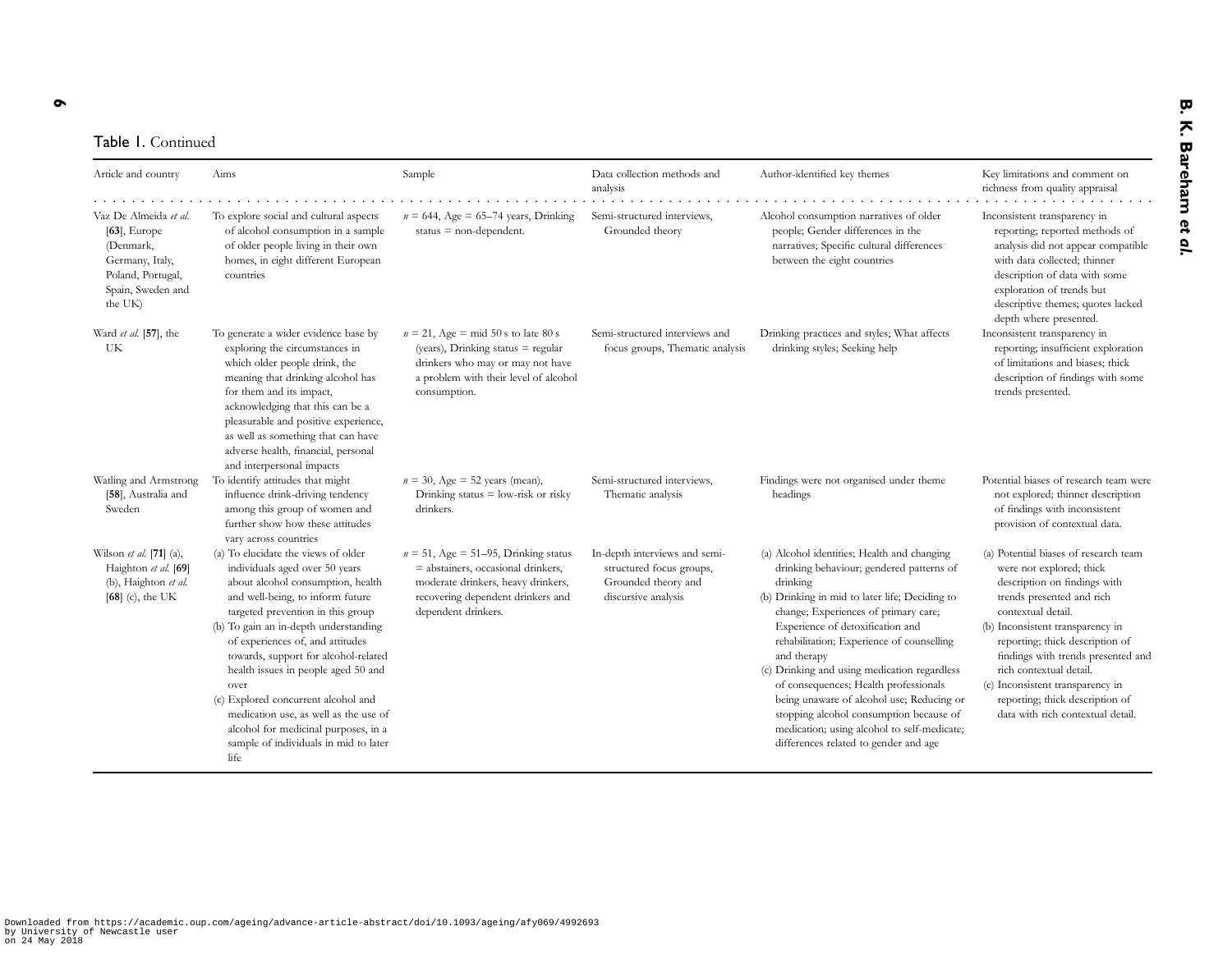Table 1. Continued

| Article and country | Aims | Sample | Data collection methods and analysis | Author-identified key themes | Key limitations and comment on richness from quality appraisal |
|---|---|---|---|---|---|
| Vaz De Almeida *et al.* [63], Europe (Denmark, Germany, Italy, Poland, Portugal, Spain, Sweden and the UK) | To explore social and cultural aspects of alcohol consumption in a sample of older people living in their own homes, in eight different European countries | $n$ = 644, Age = 65–74 years, Drinking status = non-dependent. | Semi-structured interviews, Grounded theory | Alcohol consumption narratives of older people; Gender differences in the narratives; Specific cultural differences between the eight countries | Inconsistent transparency in reporting; reported methods of analysis did not appear compatible with data collected; thinner description of data with some exploration of trends but descriptive themes; quotes lacked depth where presented. |
| Ward *et al.* [57], the UK | To generate a wider evidence base by exploring the circumstances in which older people drink, the meaning that drinking alcohol has for them and its impact, acknowledging that this can be a pleasurable and positive experience, as well as something that can have adverse health, financial, personal and interpersonal impacts | $n$ = 21, Age = mid 50 s to late 80 s (years), Drinking status = regular drinkers who may or may not have a problem with their level of alcohol consumption. | Semi-structured interviews and focus groups, Thematic analysis | Drinking practices and styles; What affects drinking styles; Seeking help | Inconsistent transparency in reporting; insufficient exploration of limitations and biases; thick description of findings with some trends presented. |
| Watling and Armstrong [58], Australia and Sweden | To identify attitudes that might influence drink-driving tendency among this group of women and further show how these attitudes vary across countries | $n$ = 30, Age = 52 years (mean), Drinking status = low-risk or risky drinkers. | Semi-structured interviews, Thematic analysis | Findings were not organised under theme headings | Potential biases of research team were not explored; thinner description of findings with inconsistent provision of contextual data. |
| Wilson *et al.* [71] (a), Haighton *et al.* [69] (b), Haighton *et al.* [68] (c), the UK | (a) To elucidate the views of older individuals aged over 50 years about alcohol consumption, health and well-being, to inform future targeted prevention in this group<br>(b) To gain an in-depth understanding of experiences of, and attitudes towards, support for alcohol-related health issues in people aged 50 and over<br>(c) Explored concurrent alcohol and medication use, as well as the use of alcohol for medicinal purposes, in a sample of individuals in mid to later life | $n$ = 51, Age = 51–95, Drinking status = abstainers, occasional drinkers, moderate drinkers, heavy drinkers, recovering dependent drinkers and dependent drinkers. | In-depth interviews and semi-structured focus groups, Grounded theory and discursive analysis | (a) Alcohol identities; Health and changing drinking behaviour; gendered patterns of drinking<br>(b) Drinking in mid to later life; Deciding to change; Experiences of primary care; Experience of detoxification and rehabilitation; Experience of counselling and therapy<br>(c) Drinking and using medication regardless of consequences; Health professionals being unaware of alcohol use; Reducing or stopping alcohol consumption because of medication; using alcohol to self-medicate; differences related to gender and age | (a) Potential biases of research team were not explored; thick description on findings with trends presented and rich contextual detail.<br>(b) Inconsistent transparency in reporting; thick description of findings with trends presented and rich contextual detail.<br>(c) Inconsistent transparency in reporting; thick description of data with rich contextual detail. |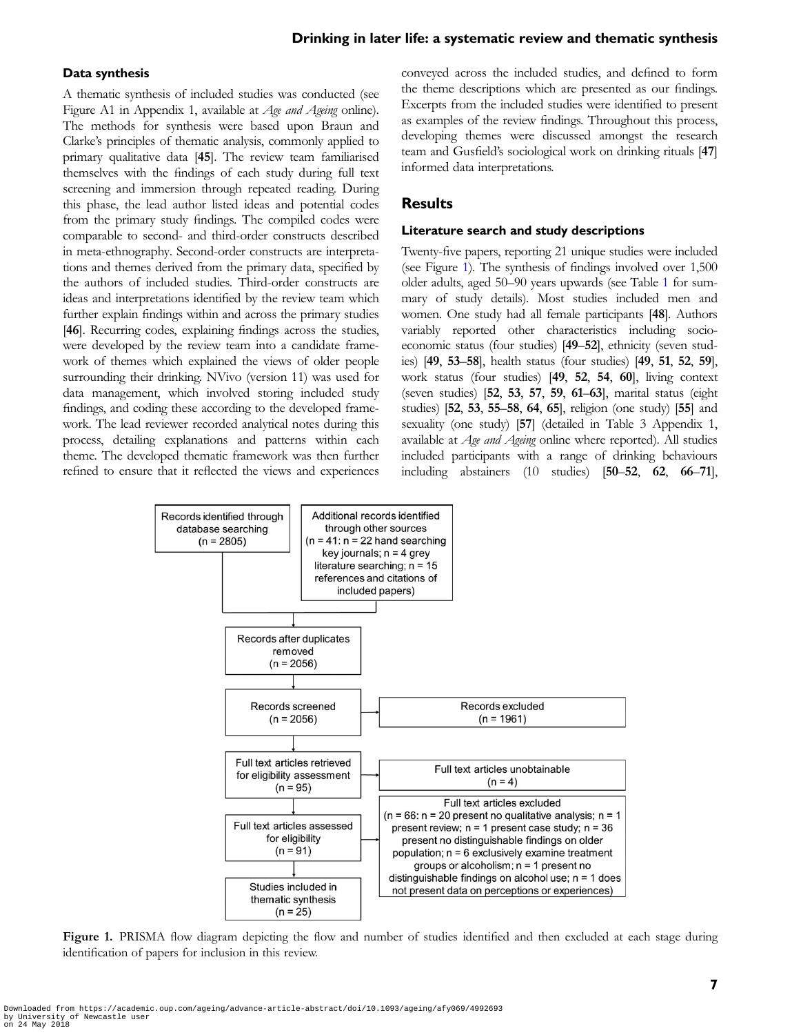### Data synthesis

A thematic synthesis of included studies was conducted (see Figure A1 in Appendix 1, available at *Age and Ageing* online). The methods for synthesis were based upon Braun and Clarke's principles of thematic analysis, commonly applied to primary qualitative data [**45**]. The review team familiarised themselves with the findings of each study during full text screening and immersion through repeated reading. During this phase, the lead author listed ideas and potential codes from the primary study findings. The compiled codes were comparable to second- and third-order constructs described in meta-ethnography. Second-order constructs are interpretations and themes derived from the primary data, specified by the authors of included studies. Third-order constructs are ideas and interpretations identified by the review team which further explain findings within and across the primary studies [**46**]. Recurring codes, explaining findings across the studies, were developed by the review team into a candidate framework of themes which explained the views of older people surrounding their drinking. NVivo (version 11) was used for data management, which involved storing included study findings, and coding these according to the developed framework. The lead reviewer recorded analytical notes during this process, detailing explanations and patterns within each theme. The developed thematic framework was then further refined to ensure that it reflected the views and experiences conveyed across the included studies, and defined to form the theme descriptions which are presented as our findings. Excerpts from the included studies were identified to present as examples of the review findings. Throughout this process, developing themes were discussed amongst the research team and Gusfield's sociological work on drinking rituals [**47**] informed data interpretations.

## Results

### Literature search and study descriptions

Twenty-five papers, reporting 21 unique studies were included (see Figure 1). The synthesis of findings involved over 1,500 older adults, aged 50–90 years upwards (see Table 1 for summary of study details). Most studies included men and women. One study had all female participants [**48**]. Authors variably reported other characteristics including socio-economic status (four studies) [**49–52**], ethnicity (seven studies) [**49**, **53–58**], health status (four studies) [**49**, **51**, **52**, **59**], work status (four studies) [**49**, **52**, **54**, **60**], living context (seven studies) [**52**, **53**, **57**, **59**, **61–63**], marital status (eight studies) [**52**, **53**, **55–58**, **64**, **65**], religion (one study) [**55**] and sexuality (one study) [**57**] (detailed in Table 3 Appendix 1, available at *Age and Ageing* online where reported). All studies included participants with a range of drinking behaviours including abstainers (10 studies) [**50–52**, **62**, **66–71**],

Records identified through database searching (n = 2805)

Additional records identified through other sources (n = 41: n = 22 hand searching key journals; n = 4 grey literature searching; n = 15 references and citations of included papers)

Records after duplicates removed (n = 2056)

Records screened (n = 2056) → Records excluded (n = 1961)

Full text articles retrieved for eligibility assessment (n = 95) → Full text articles unobtainable (n = 4)

Full text articles assessed for eligibility (n = 91) → Full text articles excluded (n = 66: n = 20 present no qualitative analysis; n = 1 present review; n = 1 present case study; n = 36 present no distinguishable findings on older population; n = 6 exclusively examine treatment groups or alcoholism; n = 1 present no distinguishable findings on alcohol use; n = 1 does not present data on perceptions or experiences)

Studies included in thematic synthesis (n = 25)

**Figure 1.** PRISMA flow diagram depicting the flow and number of studies identified and then excluded at each stage during identification of papers for inclusion in this review.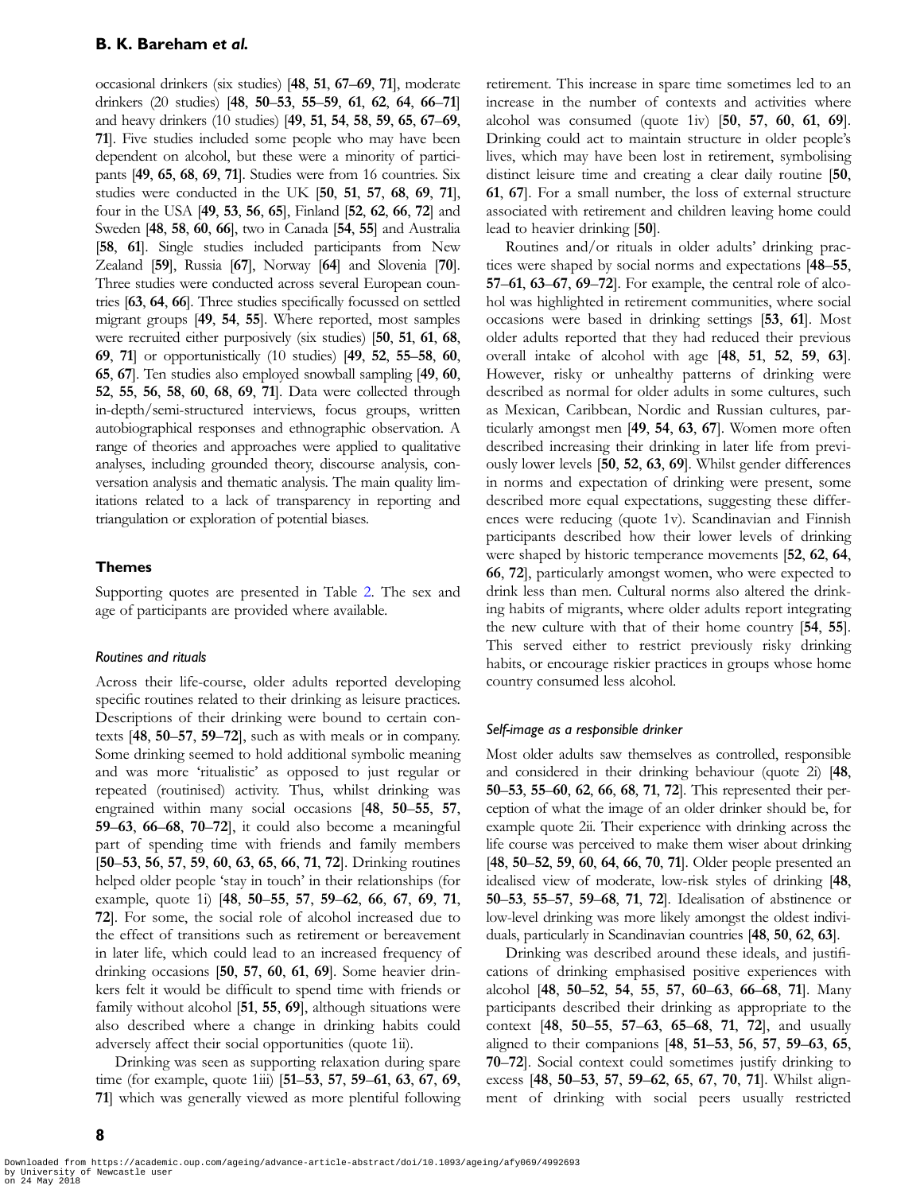occasional drinkers (six studies) [**48**, **51**, **67**–**69**, **71**], moderate drinkers (20 studies) [**48**, **50**–**53**, **55**–**59**, **61**, **62**, **64**, **66**–**71**] and heavy drinkers (10 studies) [**49**, **51**, **54**, **58**, **59**, **65**, **67**–**69**, **71**]. Five studies included some people who may have been dependent on alcohol, but these were a minority of participants [**49**, **65**, **68**, **69**, **71**]. Studies were from 16 countries. Six studies were conducted in the UK [**50**, **51**, **57**, **68**, **69**, **71**], four in the USA [**49**, **53**, **56**, **65**], Finland [**52**, **62**, **66**, **72**] and Sweden [**48**, **58**, **60**, **66**], two in Canada [**54**, **55**] and Australia [**58**, **61**]. Single studies included participants from New Zealand [**59**], Russia [**67**], Norway [**64**] and Slovenia [**70**]. Three studies were conducted across several European countries [**63**, **64**, **66**]. Three studies specifically focussed on settled migrant groups [**49**, **54**, **55**]. Where reported, most samples were recruited either purposively (six studies) [**50**, **51**, **61**, **68**, **69**, **71**] or opportunistically (10 studies) [**49**, **52**, **55**–**58**, **60**, **65**, **67**]. Ten studies also employed snowball sampling [**49**, **60**, **52**, **55**, **56**, **58**, **60**, **68**, **69**, **71**]. Data were collected through in-depth/semi-structured interviews, focus groups, written autobiographical responses and ethnographic observation. A range of theories and approaches were applied to qualitative analyses, including grounded theory, discourse analysis, conversation analysis and thematic analysis. The main quality limitations related to a lack of transparency in reporting and triangulation or exploration of potential biases.

## Themes

Supporting quotes are presented in Table 2. The sex and age of participants are provided where available.

### *Routines and rituals*

Across their life-course, older adults reported developing specific routines related to their drinking as leisure practices. Descriptions of their drinking were bound to certain contexts [**48**, **50**–**57**, **59**–**72**], such as with meals or in company. Some drinking seemed to hold additional symbolic meaning and was more 'ritualistic' as opposed to just regular or repeated (routinised) activity. Thus, whilst drinking was engrained within many social occasions [**48**, **50**–**55**, **57**, **59**–**63**, **66**–**68**, **70**–**72**], it could also become a meaningful part of spending time with friends and family members [**50**–**53**, **56**, **57**, **59**, **60**, **63**, **65**, **66**, **71**, **72**]. Drinking routines helped older people 'stay in touch' in their relationships (for example, quote 1i) [**48**, **50**–**55**, **57**, **59**–**62**, **66**, **67**, **69**, **71**, **72**]. For some, the social role of alcohol increased due to the effect of transitions such as retirement or bereavement in later life, which could lead to an increased frequency of drinking occasions [**50**, **57**, **60**, **61**, **69**]. Some heavier drinkers felt it would be difficult to spend time with friends or family without alcohol [**51**, **55**, **69**], although situations were also described where a change in drinking habits could adversely affect their social opportunities (quote 1ii).

Drinking was seen as supporting relaxation during spare time (for example, quote 1iii) [**51**–**53**, **57**, **59**–**61**, **63**, **67**, **69**, **71**] which was generally viewed as more plentiful following retirement. This increase in spare time sometimes led to an increase in the number of contexts and activities where alcohol was consumed (quote 1iv) [**50**, **57**, **60**, **61**, **69**]. Drinking could act to maintain structure in older people's lives, which may have been lost in retirement, symbolising distinct leisure time and creating a clear daily routine [**50**, **61**, **67**]. For a small number, the loss of external structure associated with retirement and children leaving home could lead to heavier drinking [**50**].

Routines and/or rituals in older adults' drinking practices were shaped by social norms and expectations [**48**–**55**, **57**–**61**, **63**–**67**, **69**–**72**]. For example, the central role of alcohol was highlighted in retirement communities, where social occasions were based in drinking settings [**53**, **61**]. Most older adults reported that they had reduced their previous overall intake of alcohol with age [**48**, **51**, **52**, **59**, **63**]. However, risky or unhealthy patterns of drinking were described as normal for older adults in some cultures, such as Mexican, Caribbean, Nordic and Russian cultures, particularly amongst men [**49**, **54**, **63**, **67**]. Women more often described increasing their drinking in later life from previously lower levels [**50**, **52**, **63**, **69**]. Whilst gender differences in norms and expectation of drinking were present, some described more equal expectations, suggesting these differences were reducing (quote 1v). Scandinavian and Finnish participants described how their lower levels of drinking were shaped by historic temperance movements [**52**, **62**, **64**, **66**, **72**], particularly amongst women, who were expected to drink less than men. Cultural norms also altered the drinking habits of migrants, where older adults report integrating the new culture with that of their home country [**54**, **55**]. This served either to restrict previously risky drinking habits, or encourage riskier practices in groups whose home country consumed less alcohol.

### *Self-image as a responsible drinker*

Most older adults saw themselves as controlled, responsible and considered in their drinking behaviour (quote 2i) [**48**, **50**–**53**, **55**–**60**, **62**, **66**, **68**, **71**, **72**]. This represented their perception of what the image of an older drinker should be, for example quote 2ii. Their experience with drinking across the life course was perceived to make them wiser about drinking [**48**, **50**–**52**, **59**, **60**, **64**, **66**, **70**, **71**]. Older people presented an idealised view of moderate, low-risk styles of drinking [**48**, **50**–**53**, **55**–**57**, **59**–**68**, **71**, **72**]. Idealisation of abstinence or low-level drinking was more likely amongst the oldest individuals, particularly in Scandinavian countries [**48**, **50**, **62**, **63**].

Drinking was described around these ideals, and justifications of drinking emphasised positive experiences with alcohol [**48**, **50**–**52**, **54**, **55**, **57**, **60**–**63**, **66**–**68**, **71**]. Many participants described their drinking as appropriate to the context [**48**, **50**–**55**, **57**–**63**, **65**–**68**, **71**, **72**], and usually aligned to their companions [**48**, **51**–**53**, **56**, **57**, **59**–**63**, **65**, **70**–**72**]. Social context could sometimes justify drinking to excess [**48**, **50**–**53**, **57**, **59**–**62**, **65**, **67**, **70**, **71**]. Whilst alignment of drinking with social peers usually restricted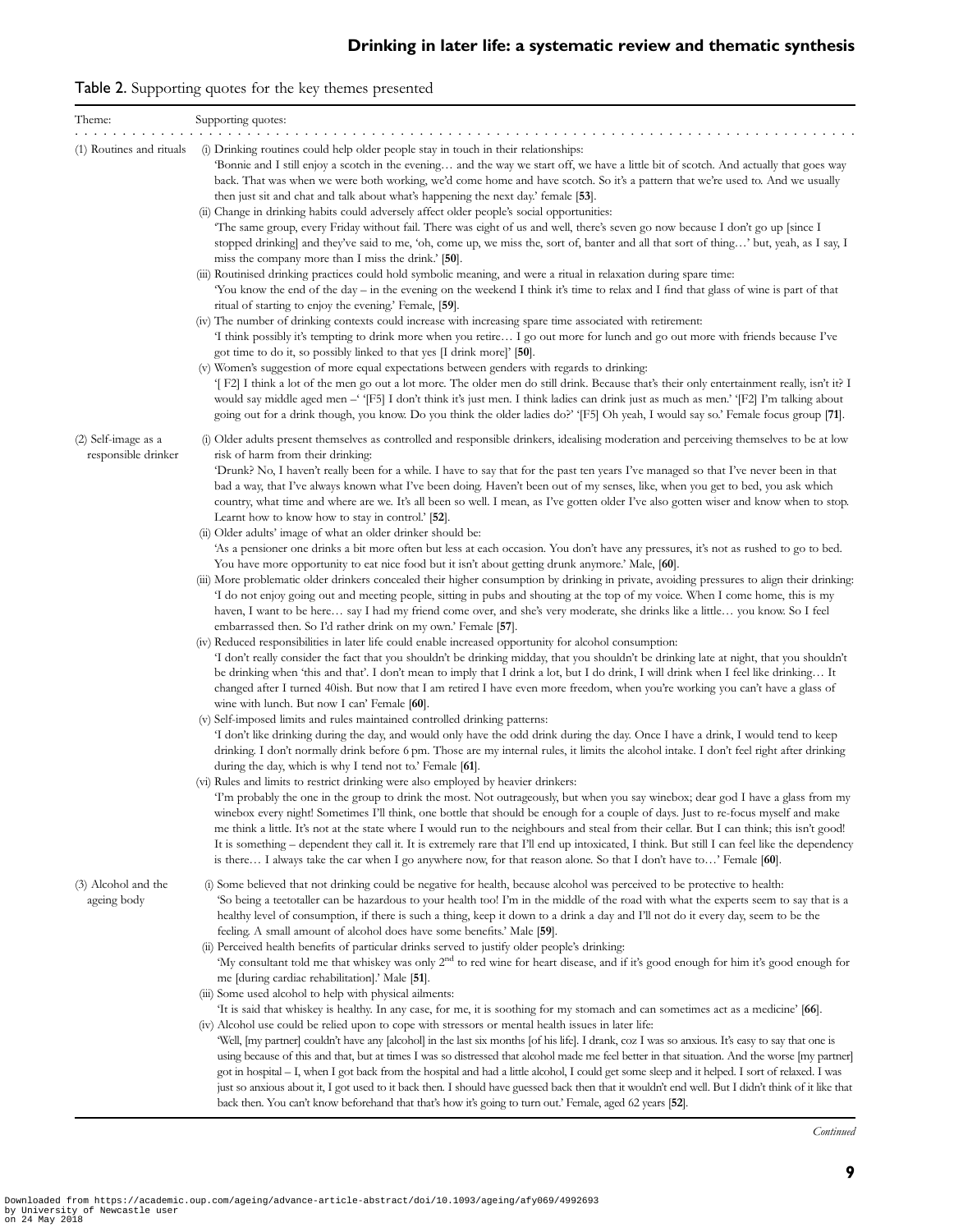**Table 2.** Supporting quotes for the key themes presented

| Theme: | Supporting quotes: |
|---|---|
| (1) Routines and rituals | (i) Drinking routines could help older people stay in touch in their relationships:<br>'Bonnie and I still enjoy a scotch in the evening… and the way we start off, we have a little bit of scotch. And actually that goes way back. That was when we were both working, we'd come home and have scotch. So it's a pattern that we're used to. And we usually then just sit and chat and talk about what's happening the next day.' female [**53**].<br>(ii) Change in drinking habits could adversely affect older people's social opportunities:<br>'The same group, every Friday without fail. There was eight of us and well, there's seven go now because I don't go up [since I stopped drinking] and they've said to me, 'oh, come up, we miss the, sort of, banter and all that sort of thing…' but, yeah, as I say, I miss the company more than I miss the drink.' [**50**].<br>(iii) Routinised drinking practices could hold symbolic meaning, and were a ritual in relaxation during spare time:<br>'You know the end of the day – in the evening on the weekend I think it's time to relax and I find that glass of wine is part of that ritual of starting to enjoy the evening.' Female, [**59**].<br>(iv) The number of drinking contexts could increase with increasing spare time associated with retirement:<br>'I think possibly it's tempting to drink more when you retire… I go out more for lunch and go out more with friends because I've got time to do it, so possibly linked to that yes [I drink more]' [**50**].<br>(v) Women's suggestion of more equal expectations between genders with regards to drinking:<br>'[ F2] I think a lot of the men go out a lot more. The older men do still drink. Because that's their only entertainment really, isn't it? I would say middle aged men –' '[F5] I don't think it's just men. I think ladies can drink just as much as men.' '[F2] I'm talking about going out for a drink though, you know. Do you think the older ladies do?' '[F5] Oh yeah, I would say so.' Female focus group [**71**]. |
| (2) Self-image as a responsible drinker | (i) Older adults present themselves as controlled and responsible drinkers, idealising moderation and perceiving themselves to be at low risk of harm from their drinking:<br>'Drunk? No, I haven't really been for a while. I have to say that for the past ten years I've managed so that I've never been in that bad a way, that I've always known what I've been doing. Haven't been out of my senses, like, when you get to bed, you ask which country, what time and where are we. It's all been so well. I mean, as I've gotten older I've also gotten wiser and know when to stop. Learnt how to know how to stay in control.' [**52**].<br>(ii) Older adults' image of what an older drinker should be:<br>'As a pensioner one drinks a bit more often but less at each occasion. You don't have any pressures, it's not as rushed to go to bed. You have more opportunity to eat nice food but it isn't about getting drunk anymore.' Male, [**60**].<br>(iii) More problematic older drinkers concealed their higher consumption by drinking in private, avoiding pressures to align their drinking:<br>'I do not enjoy going out and meeting people, sitting in pubs and shouting at the top of my voice. When I come home, this is my haven, I want to be here… say I had my friend come over, and she's very moderate, she drinks like a little… you know. So I feel embarrassed then. So I'd rather drink on my own.' Female [**57**].<br>(iv) Reduced responsibilities in later life could enable increased opportunity for alcohol consumption:<br>'I don't really consider the fact that you shouldn't be drinking midday, that you shouldn't be drinking late at night, that you shouldn't be drinking when 'this and that'. I don't mean to imply that I drink a lot, but I do drink, I will drink when I feel like drinking… It changed after I turned 40ish. But now that I am retired I have even more freedom, when you're working you can't have a glass of wine with lunch. But now I can' Female [**60**].<br>(v) Self-imposed limits and rules maintained controlled drinking patterns:<br>'I don't like drinking during the day, and would only have the odd drink during the day. Once I have a drink, I would tend to keep drinking. I don't normally drink before 6 pm. Those are my internal rules, it limits the alcohol intake. I don't feel right after drinking during the day, which is why I tend not to.' Female [**61**].<br>(vi) Rules and limits to restrict drinking were also employed by heavier drinkers:<br>'I'm probably the one in the group to drink the most. Not outrageously, but when you say winebox; dear god I have a glass from my winebox every night! Sometimes I'll think, one bottle that should be enough for a couple of days. Just to re-focus myself and make me think a little. It's not at the state where I would run to the neighbours and steal from their cellar. But I can think; this isn't good! It is something – dependent they call it. It is extremely rare that I'll end up intoxicated, I think. But still I can feel like the dependency is there… I always take the car when I go anywhere now, for that reason alone. So that I don't have to…' Female [**60**]. |
| (3) Alcohol and the ageing body | (i) Some believed that not drinking could be negative for health, because alcohol was perceived to be protective to health:<br>'So being a teetotaller can be hazardous to your health too! I'm in the middle of the road with what the experts seem to say that is a healthy level of consumption, if there is such a thing, keep it down to a drink a day and I'll not do it every day, seem to be the feeling. A small amount of alcohol does have some benefits.' Male [**59**].<br>(ii) Perceived health benefits of particular drinks served to justify older people's drinking:<br>'My consultant told me that whiskey was only 2nd to red wine for heart disease, and if it's good enough for him it's good enough for me [during cardiac rehabilitation].' Male [**51**].<br>(iii) Some used alcohol to help with physical ailments:<br>'It is said that whiskey is healthy. In any case, for me, it is soothing for my stomach and can sometimes act as a medicine' [**66**].<br>(iv) Alcohol use could be relied upon to cope with stressors or mental health issues in later life:<br>'Well, [my partner] couldn't have any [alcohol] in the last six months [of his life]. I drank, coz I was so anxious. It's easy to say that one is using because of this and that, but at times I was so distressed that alcohol made me feel better in that situation. And the worse [my partner] got in hospital – I, when I got back from the hospital and had a little alcohol, I could get some sleep and it helped. I sort of relaxed. I was just so anxious about it, I got used to it back then. I should have guessed back then that it wouldn't end well. But I didn't think of it like that back then. You can't know beforehand that that's how it's going to turn out.' Female, aged 62 years [**52**]. |

*Continued*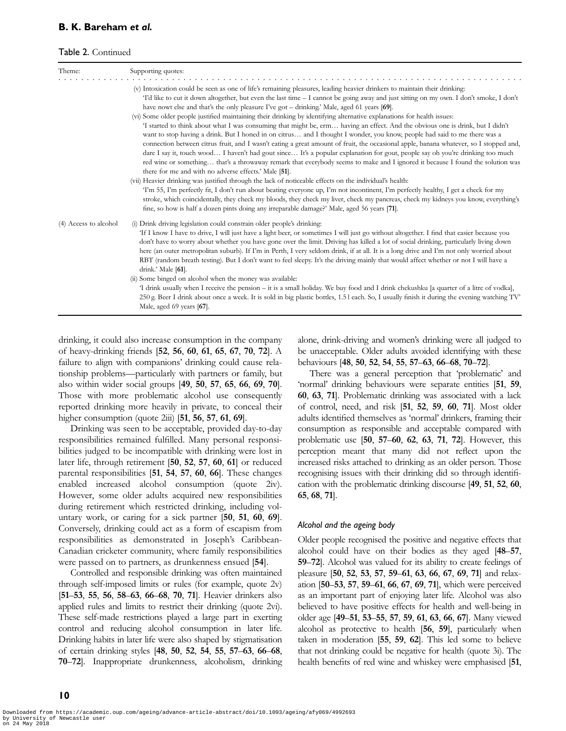Table 2. Continued

| Theme: | Supporting quotes: |
|---|---|
| | (v) Intoxication could be seen as one of life's remaining pleasures, leading heavier drinkers to maintain their drinking: 'I'd like to cut it down altogether, but even the last time – I cannot be going away and just sitting on my own. I don't smoke, I don't have nowt else and that's the only pleasure I've got – drinking.' Male, aged 61 years [**69**]. |
| | (vi) Some older people justified maintaining their drinking by identifying alternative explanations for health issues: 'I started to think about what I was consuming that might be, erm… having an effect. And the obvious one is drink, but I didn't want to stop having a drink. But I honed in on citrus… and I thought I wonder, you know, people had said to me there was a connection between citrus fruit, and I wasn't eating a great amount of fruit, the occasional apple, banana whatever, so I stopped and, dare I say it, touch wood… I haven't had gout since… It's a popular explanation for gout, people say oh you're drinking too much red wine or something… that's a throwaway remark that everybody seems to make and I ignored it because I found the solution was there for me and with no adverse effects.' Male [**51**]. |
| | (vii) Heavier drinking was justified through the lack of noticeable effects on the individual's health: 'I'm 55, I'm perfectly fit, I don't run about beating everyone up, I'm not incontinent, I'm perfectly healthy, I get a check for my stroke, which coincidentally, they check my bloods, they check my liver, check my pancreas, check my kidneys you know, everything's fine, so how is half a dozen pints doing any irreparable damage?' Male, aged 56 years [**71**]. |
| (4) Access to alcohol | (i) Drink driving legislation could constrain older people's drinking: 'If I know I have to drive, I will just have a light beer, or sometimes I will just go without altogether. I find that easier because you don't have to worry about whether you have gone over the limit. Driving has killed a lot of social drinking, particularly living down here (an outer metropolitan suburb). If I'm in Perth, I very seldom drink, if at all. It is a long drive and I'm not only worried about RBT (random breath testing). But I don't want to feel sleepy. It's the driving mainly that would affect whether or not I will have a drink.' Male [**61**]. |
| | (ii) Some binged on alcohol when the money was available: 'I drink usually when I receive the pension – it is a small holiday. We buy food and I drink chekushku [a quarter of a litre of vodka], 250 g. Beer I drink about once a week. It is sold in big plastic bottles, 1.5 l each. So, I usually finish it during the evening watching TV' Male, aged 69 years [**67**]. |

drinking, it could also increase consumption in the company of heavy-drinking friends [**52**, **56**, **60**, **61**, **65**, **67**, **70**, **72**]. A failure to align with companions' drinking could cause relationship problems—particularly with partners or family, but also within wider social groups [**49**, **50**, **57**, **65**, **66**, **69**, **70**]. Those with more problematic alcohol use consequently reported drinking more heavily in private, to conceal their higher consumption (quote 2iii) [**51**, **56**, **57**, **61**, **69**].

Drinking was seen to be acceptable, provided day-to-day responsibilities remained fulfilled. Many personal responsibilities judged to be incompatible with drinking were lost in later life, through retirement [**50**, **52**, **57**, **60**, **61**] or reduced parental responsibilities [**51**, **54**, **57**, **60**, **66**]. These changes enabled increased alcohol consumption (quote 2iv). However, some older adults acquired new responsibilities during retirement which restricted drinking, including voluntary work, or caring for a sick partner [**50**, **51**, **60**, **69**]. Conversely, drinking could act as a form of escapism from responsibilities as demonstrated in Joseph's Caribbean-Canadian cricketer community, where family responsibilities were passed on to partners, as drunkenness ensued [**54**].

Controlled and responsible drinking was often maintained through self-imposed limits or rules (for example, quote 2v) [**51–53**, **55**, **56**, **58–63**, **66–68**, **70**, **71**]. Heavier drinkers also applied rules and limits to restrict their drinking (quote 2vi). These self-made restrictions played a large part in exerting control and reducing alcohol consumption in later life. Drinking habits in later life were also shaped by stigmatisation of certain drinking styles [**48**, **50**, **52**, **54**, **55**, **57–63**, **66–68**, **70–72**]. Inappropriate drunkenness, alcoholism, drinking alone, drink-driving and women's drinking were all judged to be unacceptable. Older adults avoided identifying with these behaviours [**48**, **50**, **52**, **54**, **55**, **57–63**, **66–68**, **70–72**].

There was a general perception that 'problematic' and 'normal' drinking behaviours were separate entities [**51**, **59**, **60**, **63**, **71**]. Problematic drinking was associated with a lack of control, need, and risk [**51**, **52**, **59**, **60**, **71**]. Most older adults identified themselves as 'normal' drinkers, framing their consumption as responsible and acceptable compared with problematic use [**50**, **57–60**, **62**, **63**, **71**, **72**]. However, this perception meant that many did not reflect upon the increased risks attached to drinking as an older person. Those recognising issues with their drinking did so through identification with the problematic drinking discourse [**49**, **51**, **52**, **60**, **65**, **68**, **71**].

### *Alcohol and the ageing body*

Older people recognised the positive and negative effects that alcohol could have on their bodies as they aged [**48–57**, **59–72**]. Alcohol was valued for its ability to create feelings of pleasure [**50**, **52**, **53**, **57**, **59–61**, **63**, **66**, **67**, **69**, **71**] and relaxation [**50–53**, **57**, **59–61**, **66**, **67**, **69**, **71**], which were perceived as an important part of enjoying later life. Alcohol was also believed to have positive effects for health and well-being in older age [**49–51**, **53–55**, **57**, **59**, **61**, **63**, **66**, **67**]. Many viewed alcohol as protective to health [**56**, **59**], particularly when taken in moderation [**55**, **59**, **62**]. This led some to believe that not drinking could be negative for health (quote 3i). The health benefits of red wine and whiskey were emphasised [**51**,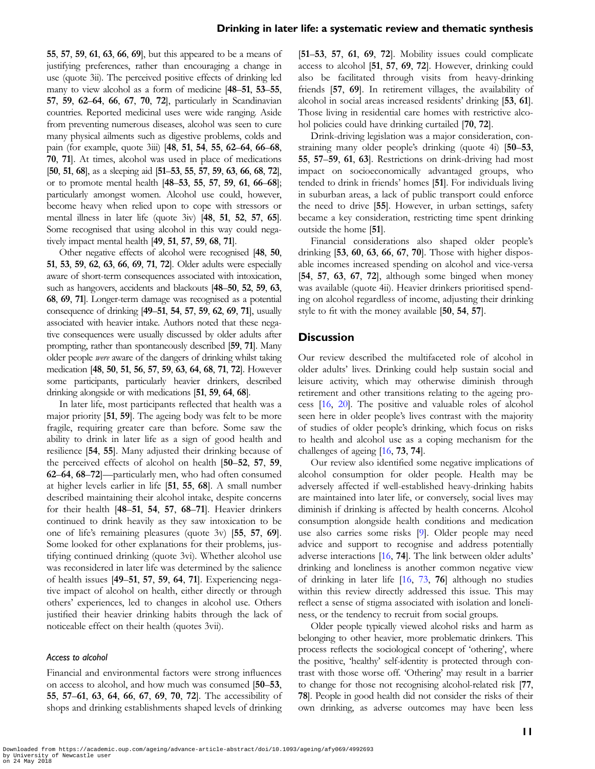55, 57, 59, 61, 63, 66, 69], but this appeared to be a means of justifying preferences, rather than encouraging a change in use (quote 3ii). The perceived positive effects of drinking led many to view alcohol as a form of medicine [48–51, 53–55, 57, 59, 62–64, 66, 67, 70, 72], particularly in Scandinavian countries. Reported medicinal uses were wide ranging. Aside from preventing numerous diseases, alcohol was seen to cure many physical ailments such as digestive problems, colds and pain (for example, quote 3iii) [48, 51, 54, 55, 62–64, 66–68, 70, 71]. At times, alcohol was used in place of medications [50, 51, 68], as a sleeping aid [51–53, 55, 57, 59, 63, 66, 68, 72], or to promote mental health [48–53, 55, 57, 59, 61, 66–68]; particularly amongst women. Alcohol use could, however, become heavy when relied upon to cope with stressors or mental illness in later life (quote 3iv) [48, 51, 52, 57, 65]. Some recognised that using alcohol in this way could negatively impact mental health [49, 51, 57, 59, 68, 71].

Other negative effects of alcohol were recognised [48, 50, 51, 53, 59, 62, 63, 66, 69, 71, 72]. Older adults were especially aware of short-term consequences associated with intoxication, such as hangovers, accidents and blackouts [48–50, 52, 59, 63, 68, 69, 71]. Longer-term damage was recognised as a potential consequence of drinking [49–51, 54, 57, 59, 62, 69, 71], usually associated with heavier intake. Authors noted that these negative consequences were usually discussed by older adults after prompting, rather than spontaneously described [59, 71]. Many older people *were* aware of the dangers of drinking whilst taking medication [48, 50, 51, 56, 57, 59, 63, 64, 68, 71, 72]. However some participants, particularly heavier drinkers, described drinking alongside or with medications [51, 59, 64, 68].

In later life, most participants reflected that health was a major priority [51, 59]. The ageing body was felt to be more fragile, requiring greater care than before. Some saw the ability to drink in later life as a sign of good health and resilience [54, 55]. Many adjusted their drinking because of the perceived effects of alcohol on health [50–52, 57, 59, 62–64, 68–72]—particularly men, who had often consumed at higher levels earlier in life [51, 55, 68]. A small number described maintaining their alcohol intake, despite concerns for their health [48–51, 54, 57, 68–71]. Heavier drinkers continued to drink heavily as they saw intoxication to be one of life's remaining pleasures (quote 3v) [55, 57, 69]. Some looked for other explanations for their problems, justifying continued drinking (quote 3vi). Whether alcohol use was reconsidered in later life was determined by the salience of health issues [49–51, 57, 59, 64, 71]. Experiencing negative impact of alcohol on health, either directly or through others' experiences, led to changes in alcohol use. Others justified their heavier drinking habits through the lack of noticeable effect on their health (quotes 3vii).

#### *Access to alcohol*

Financial and environmental factors were strong influences on access to alcohol, and how much was consumed [50–53, 55, 57–61, 63, 64, 66, 67, 69, 70, 72]. The accessibility of shops and drinking establishments shaped levels of drinking [51–53, 57, 61, 69, 72]. Mobility issues could complicate access to alcohol [51, 57, 69, 72]. However, drinking could also be facilitated through visits from heavy-drinking friends [57, 69]. In retirement villages, the availability of alcohol in social areas increased residents' drinking [53, 61]. Those living in residential care homes with restrictive alcohol policies could have drinking curtailed [70, 72].

Drink-driving legislation was a major consideration, constraining many older people's drinking (quote 4i) [50–53, 55, 57–59, 61, 63]. Restrictions on drink-driving had most impact on socioeconomically advantaged groups, who tended to drink in friends' homes [51]. For individuals living in suburban areas, a lack of public transport could enforce the need to drive [55]. However, in urban settings, safety became a key consideration, restricting time spent drinking outside the home [51].

Financial considerations also shaped older people's drinking [53, 60, 63, 66, 67, 70]. Those with higher disposable incomes increased spending on alcohol and vice-versa [54, 57, 63, 67, 72], although some binged when money was available (quote 4ii). Heavier drinkers prioritised spending on alcohol regardless of income, adjusting their drinking style to fit with the money available [50, 54, 57].

## Discussion

Our review described the multifaceted role of alcohol in older adults' lives. Drinking could help sustain social and leisure activity, which may otherwise diminish through retirement and other transitions relating to the ageing process [16, 20]. The positive and valuable roles of alcohol seen here in older people's lives contrast with the majority of studies of older people's drinking, which focus on risks to health and alcohol use as a coping mechanism for the challenges of ageing [16, 73, 74].

Our review also identified some negative implications of alcohol consumption for older people. Health may be adversely affected if well-established heavy-drinking habits are maintained into later life, or conversely, social lives may diminish if drinking is affected by health concerns. Alcohol consumption alongside health conditions and medication use also carries some risks [9]. Older people may need advice and support to recognise and address potentially adverse interactions [16, 74]. The link between older adults' drinking and loneliness is another common negative view of drinking in later life [16, 73, 76] although no studies within this review directly addressed this issue. This may reflect a sense of stigma associated with isolation and loneliness, or the tendency to recruit from social groups.

Older people typically viewed alcohol risks and harm as belonging to other heavier, more problematic drinkers. This process reflects the sociological concept of 'othering', where the positive, 'healthy' self-identity is protected through contrast with those worse off. 'Othering' may result in a barrier to change for those not recognising alcohol-related risk [77, 78]. People in good health did not consider the risks of their own drinking, as adverse outcomes may have been less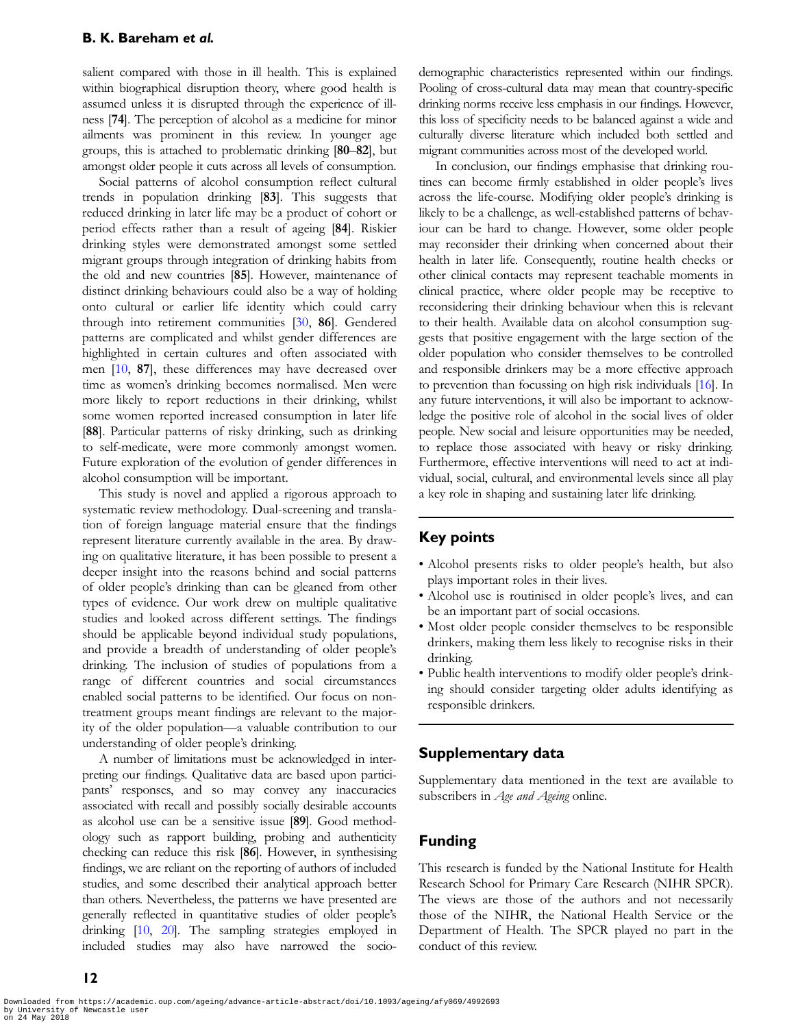salient compared with those in ill health. This is explained within biographical disruption theory, where good health is assumed unless it is disrupted through the experience of illness [**74**]. The perception of alcohol as a medicine for minor ailments was prominent in this review. In younger age groups, this is attached to problematic drinking [**80–82**], but amongst older people it cuts across all levels of consumption.

Social patterns of alcohol consumption reflect cultural trends in population drinking [**83**]. This suggests that reduced drinking in later life may be a product of cohort or period effects rather than a result of ageing [**84**]. Riskier drinking styles were demonstrated amongst some settled migrant groups through integration of drinking habits from the old and new countries [**85**]. However, maintenance of distinct drinking behaviours could also be a way of holding onto cultural or earlier life identity which could carry through into retirement communities [30, **86**]. Gendered patterns are complicated and whilst gender differences are highlighted in certain cultures and often associated with men [10, **87**], these differences may have decreased over time as women's drinking becomes normalised. Men were more likely to report reductions in their drinking, whilst some women reported increased consumption in later life [**88**]. Particular patterns of risky drinking, such as drinking to self-medicate, were more commonly amongst women. Future exploration of the evolution of gender differences in alcohol consumption will be important.

This study is novel and applied a rigorous approach to systematic review methodology. Dual-screening and translation of foreign language material ensure that the findings represent literature currently available in the area. By drawing on qualitative literature, it has been possible to present a deeper insight into the reasons behind and social patterns of older people's drinking than can be gleaned from other types of evidence. Our work drew on multiple qualitative studies and looked across different settings. The findings should be applicable beyond individual study populations, and provide a breadth of understanding of older people's drinking. The inclusion of studies of populations from a range of different countries and social circumstances enabled social patterns to be identified. Our focus on non-treatment groups meant findings are relevant to the majority of the older population—a valuable contribution to our understanding of older people's drinking.

A number of limitations must be acknowledged in interpreting our findings. Qualitative data are based upon participants' responses, and so may convey any inaccuracies associated with recall and possibly socially desirable accounts as alcohol use can be a sensitive issue [**89**]. Good methodology such as rapport building, probing and authenticity checking can reduce this risk [**86**]. However, in synthesising findings, we are reliant on the reporting of authors of included studies, and some described their analytical approach better than others. Nevertheless, the patterns we have presented are generally reflected in quantitative studies of older people's drinking [10, 20]. The sampling strategies employed in included studies may also have narrowed the socio-demographic characteristics represented within our findings. Pooling of cross-cultural data may mean that country-specific drinking norms receive less emphasis in our findings. However, this loss of specificity needs to be balanced against a wide and culturally diverse literature which included both settled and migrant communities across most of the developed world.

In conclusion, our findings emphasise that drinking routines can become firmly established in older people's lives across the life-course. Modifying older people's drinking is likely to be a challenge, as well-established patterns of behaviour can be hard to change. However, some older people may reconsider their drinking when concerned about their health in later life. Consequently, routine health checks or other clinical contacts may represent teachable moments in clinical practice, where older people may be receptive to reconsidering their drinking behaviour when this is relevant to their health. Available data on alcohol consumption suggests that positive engagement with the large section of the older population who consider themselves to be controlled and responsible drinkers may be a more effective approach to prevention than focussing on high risk individuals [16]. In any future interventions, it will also be important to acknowledge the positive role of alcohol in the social lives of older people. New social and leisure opportunities may be needed, to replace those associated with heavy or risky drinking. Furthermore, effective interventions will need to act at individual, social, cultural, and environmental levels since all play a key role in shaping and sustaining later life drinking.

## Key points

- Alcohol presents risks to older people's health, but also plays important roles in their lives.
- Alcohol use is routinised in older people's lives, and can be an important part of social occasions.
- Most older people consider themselves to be responsible drinkers, making them less likely to recognise risks in their drinking.
- Public health interventions to modify older people's drinking should consider targeting older adults identifying as responsible drinkers.

## Supplementary data

Supplementary data mentioned in the text are available to subscribers in *Age and Ageing* online.

## Funding

This research is funded by the National Institute for Health Research School for Primary Care Research (NIHR SPCR). The views are those of the authors and not necessarily those of the NIHR, the National Health Service or the Department of Health. The SPCR played no part in the conduct of this review.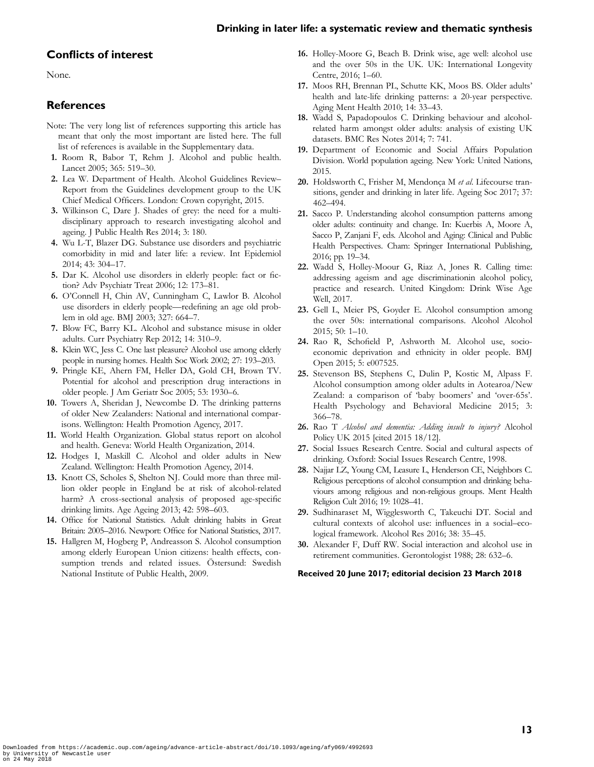## Conflicts of interest

None.

## References

Note: The very long list of references supporting this article has meant that only the most important are listed here. The full list of references is available in the Supplementary data.

1. Room R, Babor T, Rehm J. Alcohol and public health. Lancet 2005; 365: 519–30.
2. Lea W. Department of Health. Alcohol Guidelines Review–Report from the Guidelines development group to the UK Chief Medical Officers. London: Crown copyright, 2015.
3. Wilkinson C, Dare J. Shades of grey: the need for a multidisciplinary approach to research investigating alcohol and ageing. J Public Health Res 2014; 3: 180.
4. Wu L-T, Blazer DG. Substance use disorders and psychiatric comorbidity in mid and later life: a review. Int Epidemiol 2014; 43: 304–17.
5. Dar K. Alcohol use disorders in elderly people: fact or fiction? Adv Psychiatr Treat 2006; 12: 173–81.
6. O'Connell H, Chin AV, Cunningham C, Lawlor B. Alcohol use disorders in elderly people—redefining an age old problem in old age. BMJ 2003; 327: 664–7.
7. Blow FC, Barry KL. Alcohol and substance misuse in older adults. Curr Psychiatry Rep 2012; 14: 310–9.
8. Klein WC, Jess C. One last pleasure? Alcohol use among elderly people in nursing homes. Health Soc Work 2002; 27: 193–203.
9. Pringle KE, Ahern FM, Heller DA, Gold CH, Brown TV. Potential for alcohol and prescription drug interactions in older people. J Am Geriatr Soc 2005; 53: 1930–6.
10. Towers A, Sheridan J, Newcombe D. The drinking patterns of older New Zealanders: National and international comparisons. Wellington: Health Promotion Agency, 2017.
11. World Health Organization. Global status report on alcohol and health. Geneva: World Health Organization, 2014.
12. Hodges I, Maskill C. Alcohol and older adults in New Zealand. Wellington: Health Promotion Agency, 2014.
13. Knott CS, Scholes S, Shelton NJ. Could more than three million older people in England be at risk of alcohol-related harm? A cross-sectional analysis of proposed age-specific drinking limits. Age Ageing 2013; 42: 598–603.
14. Office for National Statistics. Adult drinking habits in Great Britain: 2005–2016. Newport: Office for National Statistics, 2017.
15. Hallgren M, Hogberg P, Andreasson S. Alcohol consumption among elderly European Union citizens: health effects, consumption trends and related issues. Östersund: Swedish National Institute of Public Health, 2009.
16. Holley-Moore G, Beach B. Drink wise, age well: alcohol use and the over 50s in the UK. UK: International Longevity Centre, 2016; 1–60.
17. Moos RH, Brennan PL, Schutte KK, Moos BS. Older adults' health and late-life drinking patterns: a 20-year perspective. Aging Ment Health 2010; 14: 33–43.
18. Wadd S, Papadopoulos C. Drinking behaviour and alcohol-related harm amongst older adults: analysis of existing UK datasets. BMC Res Notes 2014; 7: 741.
19. Department of Economic and Social Affairs Population Division. World population ageing. New York: United Nations, 2015.
20. Holdsworth C, Frisher M, Mendonça M *et al.* Lifecourse transitions, gender and drinking in later life. Ageing Soc 2017; 37: 462–494.
21. Sacco P. Understanding alcohol consumption patterns among older adults: continuity and change. In: Kuerbis A, Moore A, Sacco P, Zanjani F, eds. Alcohol and Aging: Clinical and Public Health Perspectives. Cham: Springer International Publishing, 2016; pp. 19–34.
22. Wadd S, Holley-Moour G, Riaz A, Jones R. Calling time: addressing ageism and age discriminationin alcohol policy, practice and research. United Kingdom: Drink Wise Age Well, 2017.
23. Gell L, Meier PS, Goyder E. Alcohol consumption among the over 50s: international comparisons. Alcohol Alcohol 2015; 50: 1–10.
24. Rao R, Schofield P, Ashworth M. Alcohol use, socioeconomic deprivation and ethnicity in older people. BMJ Open 2015; 5: e007525.
25. Stevenson BS, Stephens C, Dulin P, Kostic M, Alpass F. Alcohol consumption among older adults in Aotearoa/New Zealand: a comparison of 'baby boomers' and 'over-65s'. Health Psychology and Behavioral Medicine 2015; 3: 366–78.
26. Rao T *Alcohol and dementia: Adding insult to injury?* Alcohol Policy UK 2015 [cited 2015 18/12].
27. Social Issues Research Centre. Social and cultural aspects of drinking. Oxford: Social Issues Research Centre, 1998.
28. Najjar LZ, Young CM, Leasure L, Henderson CE, Neighbors C. Religious perceptions of alcohol consumption and drinking behaviours among religious and non-religious groups. Ment Health Religion Cult 2016; 19: 1028–41.
29. Sudhinaraset M, Wigglesworth C, Takeuchi DT. Social and cultural contexts of alcohol use: influences in a social–ecological framework. Alcohol Res 2016; 38: 35–45.
30. Alexander F, Duff RW. Social interaction and alcohol use in retirement communities. Gerontologist 1988; 28: 632–6.

**Received 20 June 2017; editorial decision 23 March 2018**